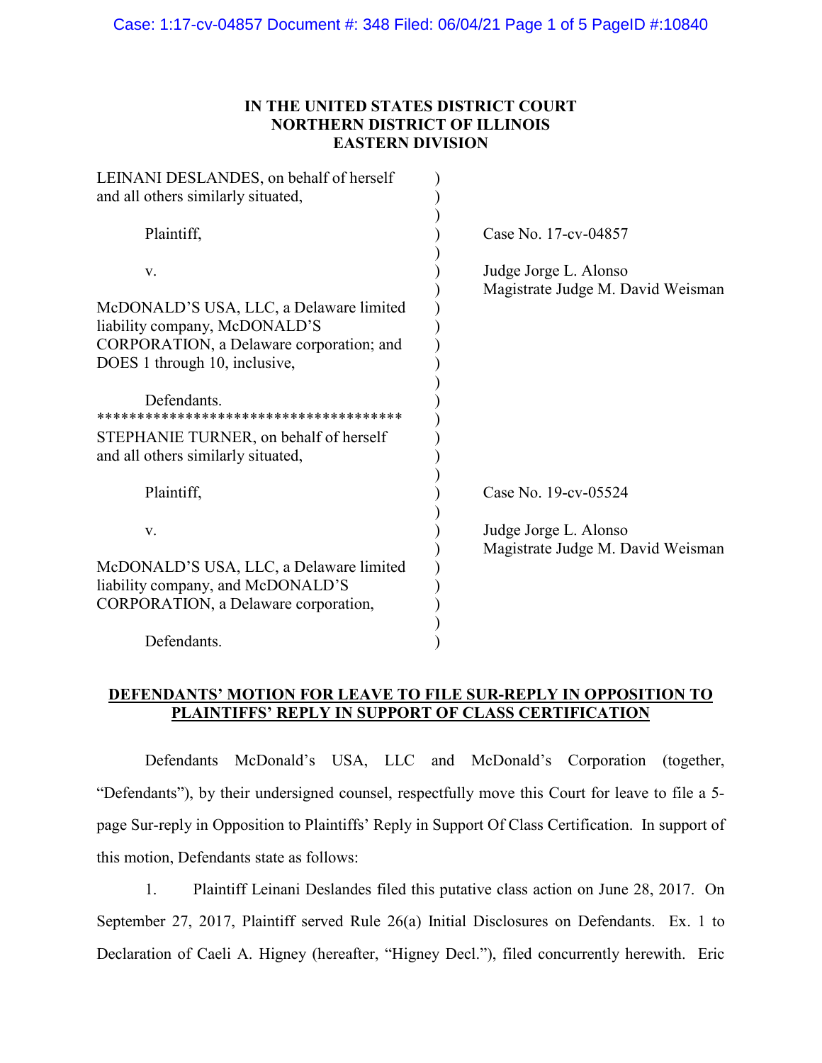**IN THE UNITED STATES DISTRICT COURT**
**NORTHERN DISTRICT OF ILLINOIS**
**EASTERN DIVISION**

| | |
|---|---|
| LEINANI DESLANDES, on behalf of herself and all others similarly situated,<br><br>Plaintiff,<br><br>v.<br><br>McDONALD'S USA, LLC, a Delaware limited liability company, McDONALD'S CORPORATION, a Delaware corporation; and DOES 1 through 10, inclusive,<br><br>Defendants. | Case No. 17-cv-04857<br><br>Judge Jorge L. Alonso<br>Magistrate Judge M. David Weisman |
| STEPHANIE TURNER, on behalf of herself and all others similarly situated,<br><br>Plaintiff,<br><br>v.<br><br>McDONALD'S USA, LLC, a Delaware limited liability company, and McDONALD'S CORPORATION, a Delaware corporation,<br><br>Defendants. | Case No. 19-cv-05524<br><br>Judge Jorge L. Alonso<br>Magistrate Judge M. David Weisman |

**DEFENDANTS' MOTION FOR LEAVE TO FILE SUR-REPLY IN OPPOSITION TO PLAINTIFFS' REPLY IN SUPPORT OF CLASS CERTIFICATION**

Defendants McDonald's USA, LLC and McDonald's Corporation (together, "Defendants"), by their undersigned counsel, respectfully move this Court for leave to file a 5-page Sur-reply in Opposition to Plaintiffs' Reply in Support Of Class Certification. In support of this motion, Defendants state as follows:

1. Plaintiff Leinani Deslandes filed this putative class action on June 28, 2017. On September 27, 2017, Plaintiff served Rule 26(a) Initial Disclosures on Defendants. Ex. 1 to Declaration of Caeli A. Higney (hereafter, "Higney Decl."), filed concurrently herewith. Eric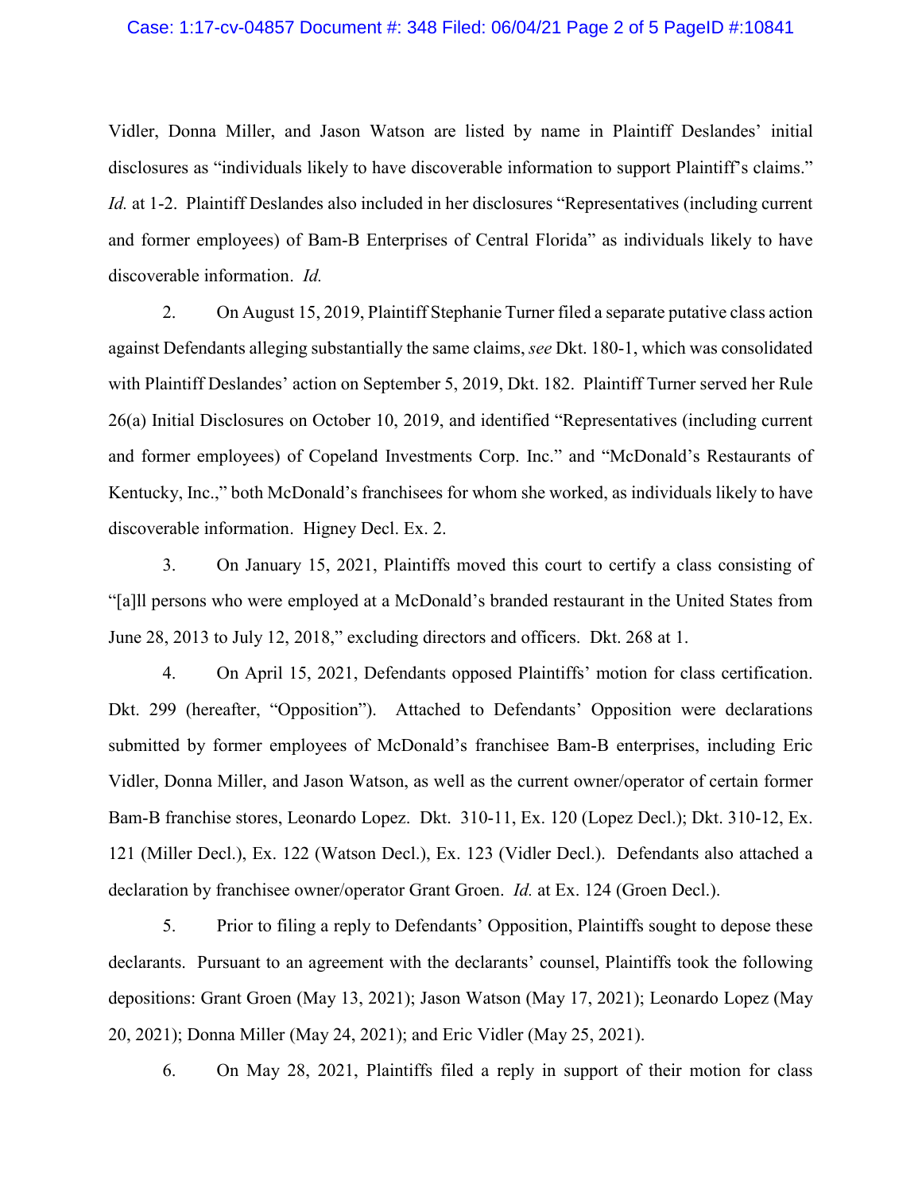Vidler, Donna Miller, and Jason Watson are listed by name in Plaintiff Deslandes' initial disclosures as "individuals likely to have discoverable information to support Plaintiff's claims." *Id.* at 1-2. Plaintiff Deslandes also included in her disclosures "Representatives (including current and former employees) of Bam-B Enterprises of Central Florida" as individuals likely to have discoverable information. *Id.*

2. On August 15, 2019, Plaintiff Stephanie Turner filed a separate putative class action against Defendants alleging substantially the same claims, *see* Dkt. 180-1, which was consolidated with Plaintiff Deslandes' action on September 5, 2019, Dkt. 182. Plaintiff Turner served her Rule 26(a) Initial Disclosures on October 10, 2019, and identified "Representatives (including current and former employees) of Copeland Investments Corp. Inc." and "McDonald's Restaurants of Kentucky, Inc.," both McDonald's franchisees for whom she worked, as individuals likely to have discoverable information. Higney Decl. Ex. 2.

3. On January 15, 2021, Plaintiffs moved this court to certify a class consisting of "[a]ll persons who were employed at a McDonald's branded restaurant in the United States from June 28, 2013 to July 12, 2018," excluding directors and officers. Dkt. 268 at 1.

4. On April 15, 2021, Defendants opposed Plaintiffs' motion for class certification. Dkt. 299 (hereafter, "Opposition"). Attached to Defendants' Opposition were declarations submitted by former employees of McDonald's franchisee Bam-B enterprises, including Eric Vidler, Donna Miller, and Jason Watson, as well as the current owner/operator of certain former Bam-B franchise stores, Leonardo Lopez. Dkt. 310-11, Ex. 120 (Lopez Decl.); Dkt. 310-12, Ex. 121 (Miller Decl.), Ex. 122 (Watson Decl.), Ex. 123 (Vidler Decl.). Defendants also attached a declaration by franchisee owner/operator Grant Groen. *Id.* at Ex. 124 (Groen Decl.).

5. Prior to filing a reply to Defendants' Opposition, Plaintiffs sought to depose these declarants. Pursuant to an agreement with the declarants' counsel, Plaintiffs took the following depositions: Grant Groen (May 13, 2021); Jason Watson (May 17, 2021); Leonardo Lopez (May 20, 2021); Donna Miller (May 24, 2021); and Eric Vidler (May 25, 2021).

6. On May 28, 2021, Plaintiffs filed a reply in support of their motion for class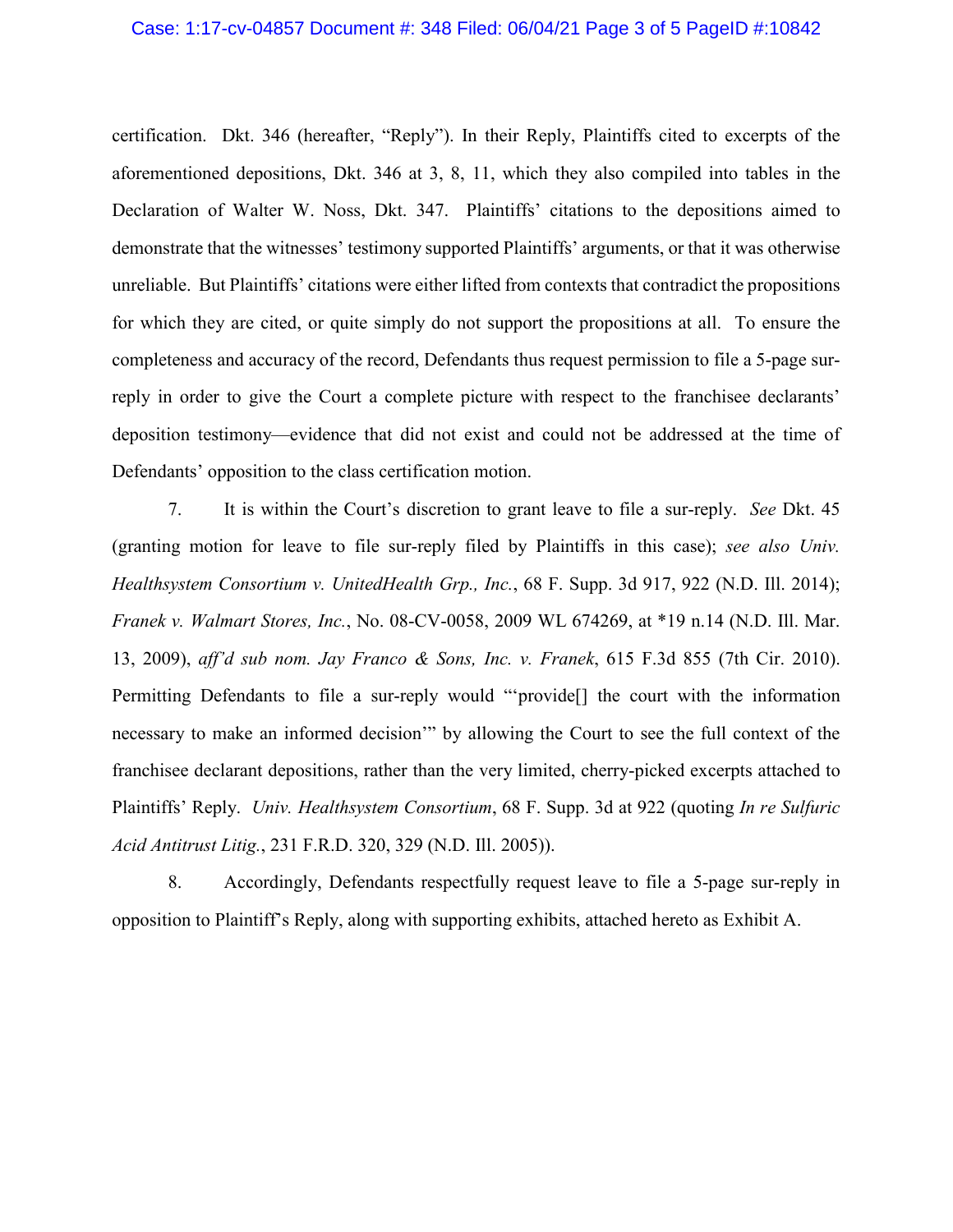certification. Dkt. 346 (hereafter, "Reply"). In their Reply, Plaintiffs cited to excerpts of the aforementioned depositions, Dkt. 346 at 3, 8, 11, which they also compiled into tables in the Declaration of Walter W. Noss, Dkt. 347. Plaintiffs' citations to the depositions aimed to demonstrate that the witnesses' testimony supported Plaintiffs' arguments, or that it was otherwise unreliable. But Plaintiffs' citations were either lifted from contexts that contradict the propositions for which they are cited, or quite simply do not support the propositions at all. To ensure the completeness and accuracy of the record, Defendants thus request permission to file a 5-page sur-reply in order to give the Court a complete picture with respect to the franchisee declarants' deposition testimony—evidence that did not exist and could not be addressed at the time of Defendants' opposition to the class certification motion.

7. It is within the Court's discretion to grant leave to file a sur-reply. *See* Dkt. 45 (granting motion for leave to file sur-reply filed by Plaintiffs in this case); *see also Univ. Healthsystem Consortium v. UnitedHealth Grp., Inc.*, 68 F. Supp. 3d 917, 922 (N.D. Ill. 2014); *Franek v. Walmart Stores, Inc.*, No. 08-CV-0058, 2009 WL 674269, at *19 n.14 (N.D. Ill. Mar. 13, 2009), *aff'd sub nom. Jay Franco & Sons, Inc. v. Franek*, 615 F.3d 855 (7th Cir. 2010). Permitting Defendants to file a sur-reply would "'provide[] the court with the information necessary to make an informed decision'" by allowing the Court to see the full context of the franchisee declarant depositions, rather than the very limited, cherry-picked excerpts attached to Plaintiffs' Reply. *Univ. Healthsystem Consortium*, 68 F. Supp. 3d at 922 (quoting *In re Sulfuric Acid Antitrust Litig.*, 231 F.R.D. 320, 329 (N.D. Ill. 2005)).

8. Accordingly, Defendants respectfully request leave to file a 5-page sur-reply in opposition to Plaintiff's Reply, along with supporting exhibits, attached hereto as Exhibit A.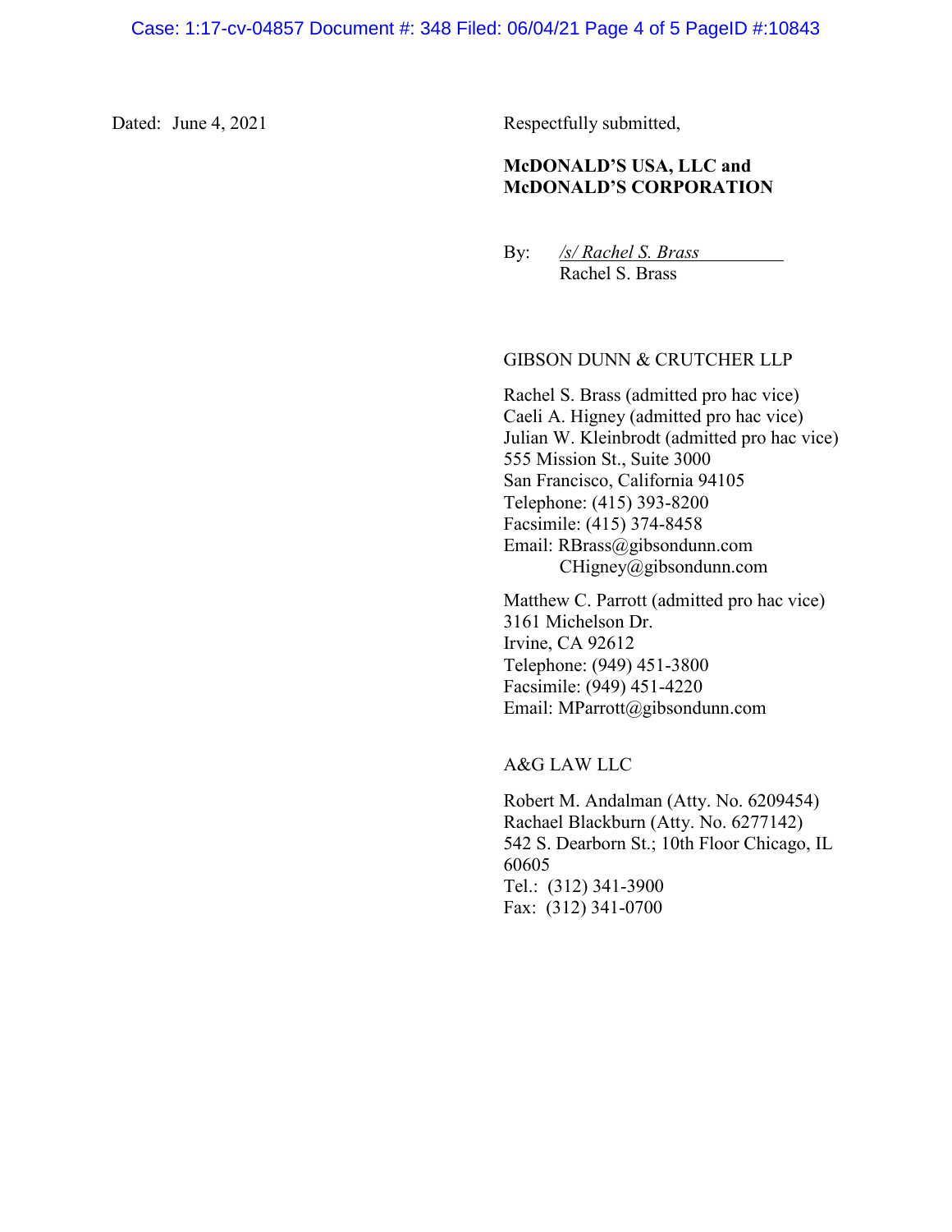Dated: June 4, 2021

Respectfully submitted,

**McDONALD'S USA, LLC and McDONALD'S CORPORATION**

By: */s/ Rachel S. Brass*
Rachel S. Brass

GIBSON DUNN & CRUTCHER LLP

Rachel S. Brass (admitted pro hac vice)
Caeli A. Higney (admitted pro hac vice)
Julian W. Kleinbrodt (admitted pro hac vice)
555 Mission St., Suite 3000
San Francisco, California 94105
Telephone: (415) 393-8200
Facsimile: (415) 374-8458
Email: RBrass@gibsondunn.com
CHigney@gibsondunn.com

Matthew C. Parrott (admitted pro hac vice)
3161 Michelson Dr.
Irvine, CA 92612
Telephone: (949) 451-3800
Facsimile: (949) 451-4220
Email: MParrott@gibsondunn.com

A&G LAW LLC

Robert M. Andalman (Atty. No. 6209454)
Rachael Blackburn (Atty. No. 6277142)
542 S. Dearborn St.; 10th Floor Chicago, IL 60605
Tel.: (312) 341-3900
Fax: (312) 341-0700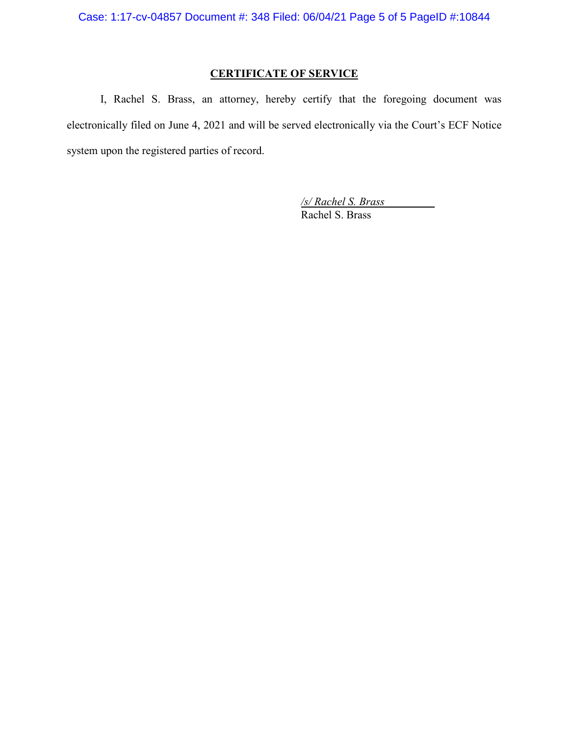## CERTIFICATE OF SERVICE

I, Rachel S. Brass, an attorney, hereby certify that the foregoing document was electronically filed on June 4, 2021 and will be served electronically via the Court's ECF Notice system upon the registered parties of record.

*/s/ Rachel S. Brass*
Rachel S. Brass